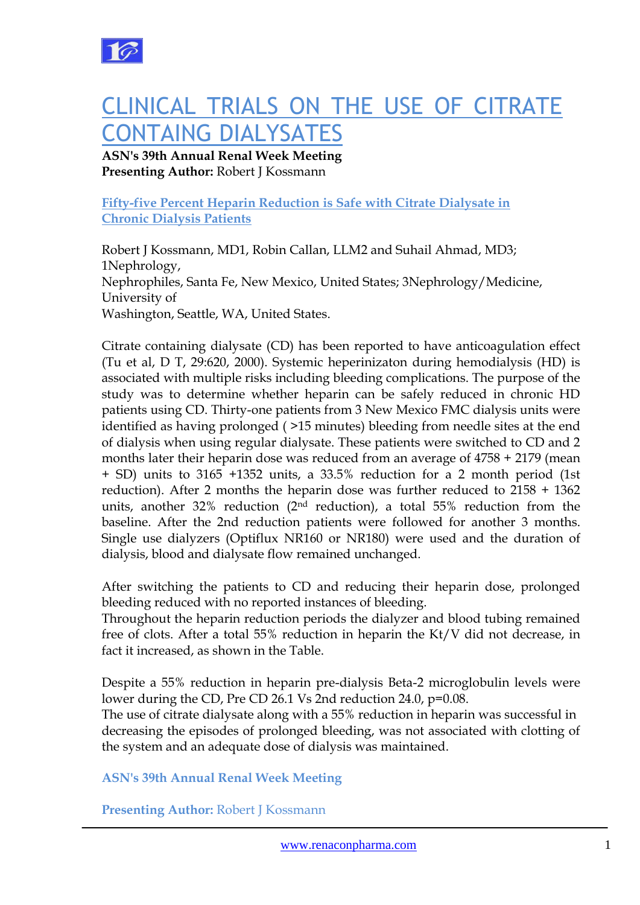# CLINICAL TRIALS ON THE USE OF CITRATE CONTAING DIALYSATES

**ASN's 39th Annual Renal Week Meeting**
**Presenting Author:** Robert J Kossmann

## Fifty-five Percent Heparin Reduction is Safe with Citrate Dialysate in Chronic Dialysis Patients

Robert J Kossmann, MD1, Robin Callan, LLM2 and Suhail Ahmad, MD3; 1Nephrology,
Nephrophiles, Santa Fe, New Mexico, United States; 3Nephrology/Medicine, University of
Washington, Seattle, WA, United States.

Citrate containing dialysate (CD) has been reported to have anticoagulation effect (Tu et al, D T, 29:620, 2000). Systemic heperinizaton during hemodialysis (HD) is associated with multiple risks including bleeding complications. The purpose of the study was to determine whether heparin can be safely reduced in chronic HD patients using CD. Thirty-one patients from 3 New Mexico FMC dialysis units were identified as having prolonged ( >15 minutes) bleeding from needle sites at the end of dialysis when using regular dialysate. These patients were switched to CD and 2 months later their heparin dose was reduced from an average of 4758 + 2179 (mean + SD) units to 3165 +1352 units, a 33.5% reduction for a 2 month period (1st reduction). After 2 months the heparin dose was further reduced to 2158 + 1362 units, another 32% reduction (2nd reduction), a total 55% reduction from the baseline. After the 2nd reduction patients were followed for another 3 months. Single use dialyzers (Optiflux NR160 or NR180) were used and the duration of dialysis, blood and dialysate flow remained unchanged.

After switching the patients to CD and reducing their heparin dose, prolonged bleeding reduced with no reported instances of bleeding.
Throughout the heparin reduction periods the dialyzer and blood tubing remained free of clots. After a total 55% reduction in heparin the Kt/V did not decrease, in fact it increased, as shown in the Table.

Despite a 55% reduction in heparin pre-dialysis Beta-2 microglobulin levels were lower during the CD, Pre CD 26.1 Vs 2nd reduction 24.0, p=0.08.
The use of citrate dialysate along with a 55% reduction in heparin was successful in decreasing the episodes of prolonged bleeding, was not associated with clotting of the system and an adequate dose of dialysis was maintained.

**ASN's 39th Annual Renal Week Meeting**

**Presenting Author:** Robert J Kossmann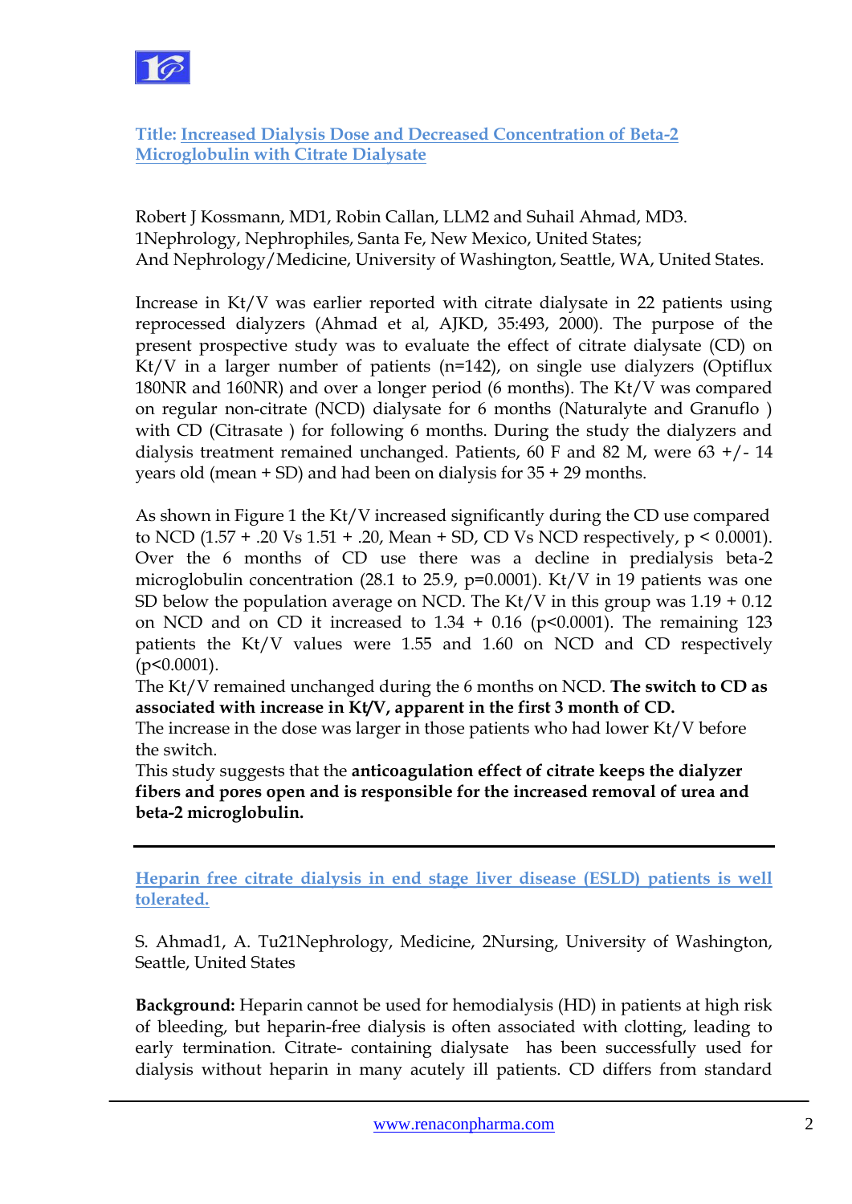## Title: Increased Dialysis Dose and Decreased Concentration of Beta-2 Microglobulin with Citrate Dialysate

Robert J Kossmann, MD1, Robin Callan, LLM2 and Suhail Ahmad, MD3.
1Nephrology, Nephrophiles, Santa Fe, New Mexico, United States;
And Nephrology/Medicine, University of Washington, Seattle, WA, United States.

Increase in Kt/V was earlier reported with citrate dialysate in 22 patients using reprocessed dialyzers (Ahmad et al, AJKD, 35:493, 2000). The purpose of the present prospective study was to evaluate the effect of citrate dialysate (CD) on Kt/V in a larger number of patients (n=142), on single use dialyzers (Optiflux 180NR and 160NR) and over a longer period (6 months). The Kt/V was compared on regular non-citrate (NCD) dialysate for 6 months (Naturalyte and Granuflo ) with CD (Citrasate ) for following 6 months. During the study the dialyzers and dialysis treatment remained unchanged. Patients, 60 F and 82 M, were 63 +/- 14 years old (mean + SD) and had been on dialysis for 35 + 29 months.

As shown in Figure 1 the Kt/V increased significantly during the CD use compared to NCD (1.57 + .20 Vs 1.51 + .20, Mean + SD, CD Vs NCD respectively, $p < 0.0001$). Over the 6 months of CD use there was a decline in predialysis beta-2 microglobulin concentration (28.1 to 25.9, p=0.0001). Kt/V in 19 patients was one SD below the population average on NCD. The Kt/V in this group was 1.19 + 0.12 on NCD and on CD it increased to 1.34 + 0.16 ($p<0.0001$). The remaining 123 patients the Kt/V values were 1.55 and 1.60 on NCD and CD respectively ($p<0.0001$).
The Kt/V remained unchanged during the 6 months on NCD. **The switch to CD as associated with increase in Kt/V, apparent in the first 3 month of CD.**
The increase in the dose was larger in those patients who had lower Kt/V before the switch.
This study suggests that the **anticoagulation effect of citrate keeps the dialyzer fibers and pores open and is responsible for the increased removal of urea and beta-2 microglobulin.**

---

## Heparin free citrate dialysis in end stage liver disease (ESLD) patients is well tolerated.

S. Ahmad1, A. Tu21Nephrology, Medicine, 2Nursing, University of Washington, Seattle, United States

**Background:** Heparin cannot be used for hemodialysis (HD) in patients at high risk of bleeding, but heparin-free dialysis is often associated with clotting, leading to early termination. Citrate- containing dialysate has been successfully used for dialysis without heparin in many acutely ill patients. CD differs from standard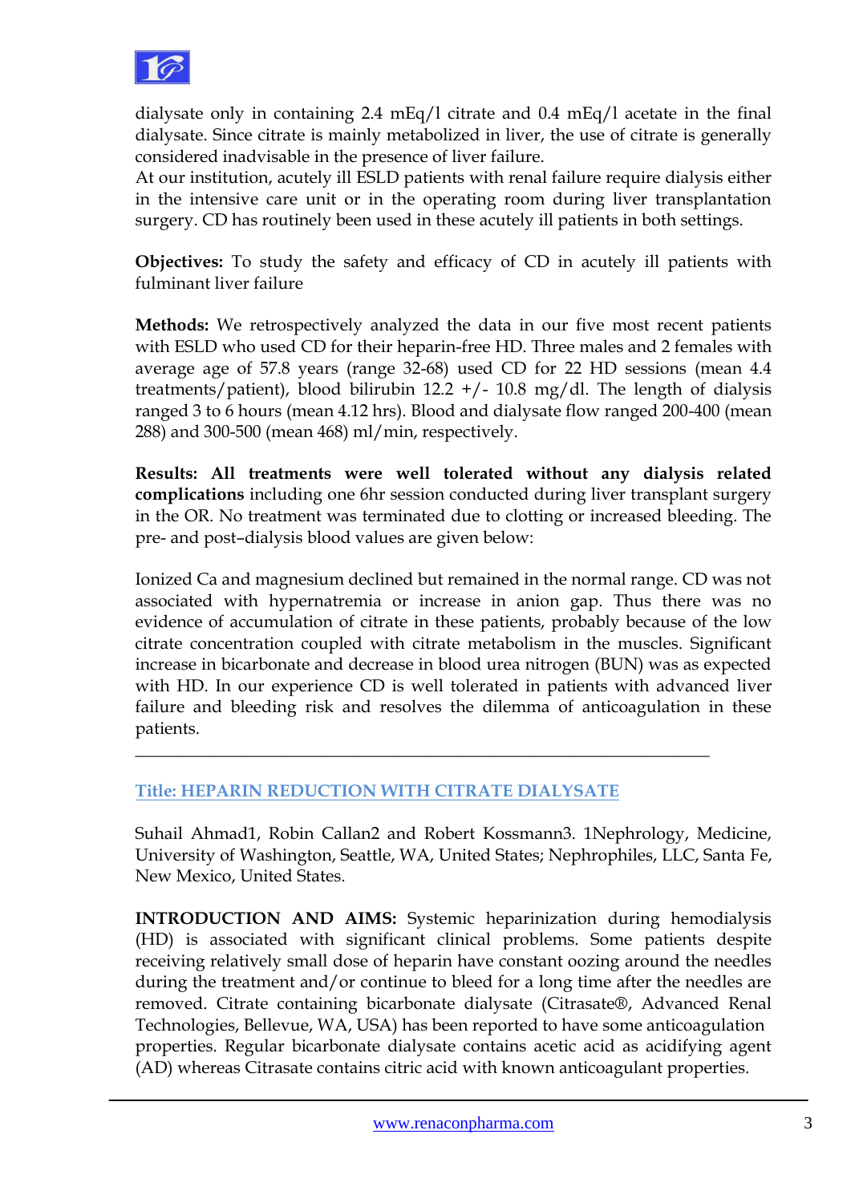dialysate only in containing 2.4 mEq/l citrate and 0.4 mEq/l acetate in the final dialysate. Since citrate is mainly metabolized in liver, the use of citrate is generally considered inadvisable in the presence of liver failure.
At our institution, acutely ill ESLD patients with renal failure require dialysis either in the intensive care unit or in the operating room during liver transplantation surgery. CD has routinely been used in these acutely ill patients in both settings.

**Objectives:** To study the safety and efficacy of CD in acutely ill patients with fulminant liver failure

**Methods:** We retrospectively analyzed the data in our five most recent patients with ESLD who used CD for their heparin-free HD. Three males and 2 females with average age of 57.8 years (range 32-68) used CD for 22 HD sessions (mean 4.4 treatments/patient), blood bilirubin 12.2 +/- 10.8 mg/dl. The length of dialysis ranged 3 to 6 hours (mean 4.12 hrs). Blood and dialysate flow ranged 200-400 (mean 288) and 300-500 (mean 468) ml/min, respectively.

**Results: All treatments were well tolerated without any dialysis related complications** including one 6hr session conducted during liver transplant surgery in the OR. No treatment was terminated due to clotting or increased bleeding. The pre- and post–dialysis blood values are given below:

Ionized Ca and magnesium declined but remained in the normal range. CD was not associated with hypernatremia or increase in anion gap. Thus there was no evidence of accumulation of citrate in these patients, probably because of the low citrate concentration coupled with citrate metabolism in the muscles. Significant increase in bicarbonate and decrease in blood urea nitrogen (BUN) was as expected with HD. In our experience CD is well tolerated in patients with advanced liver failure and bleeding risk and resolves the dilemma of anticoagulation in these patients.

---

## Title: HEPARIN REDUCTION WITH CITRATE DIALYSATE

Suhail Ahmad1, Robin Callan2 and Robert Kossmann3. 1Nephrology, Medicine, University of Washington, Seattle, WA, United States; Nephrophiles, LLC, Santa Fe, New Mexico, United States.

**INTRODUCTION AND AIMS:** Systemic heparinization during hemodialysis (HD) is associated with significant clinical problems. Some patients despite receiving relatively small dose of heparin have constant oozing around the needles during the treatment and/or continue to bleed for a long time after the needles are removed. Citrate containing bicarbonate dialysate (Citrasate®, Advanced Renal Technologies, Bellevue, WA, USA) has been reported to have some anticoagulation properties. Regular bicarbonate dialysate contains acetic acid as acidifying agent (AD) whereas Citrasate contains citric acid with known anticoagulant properties.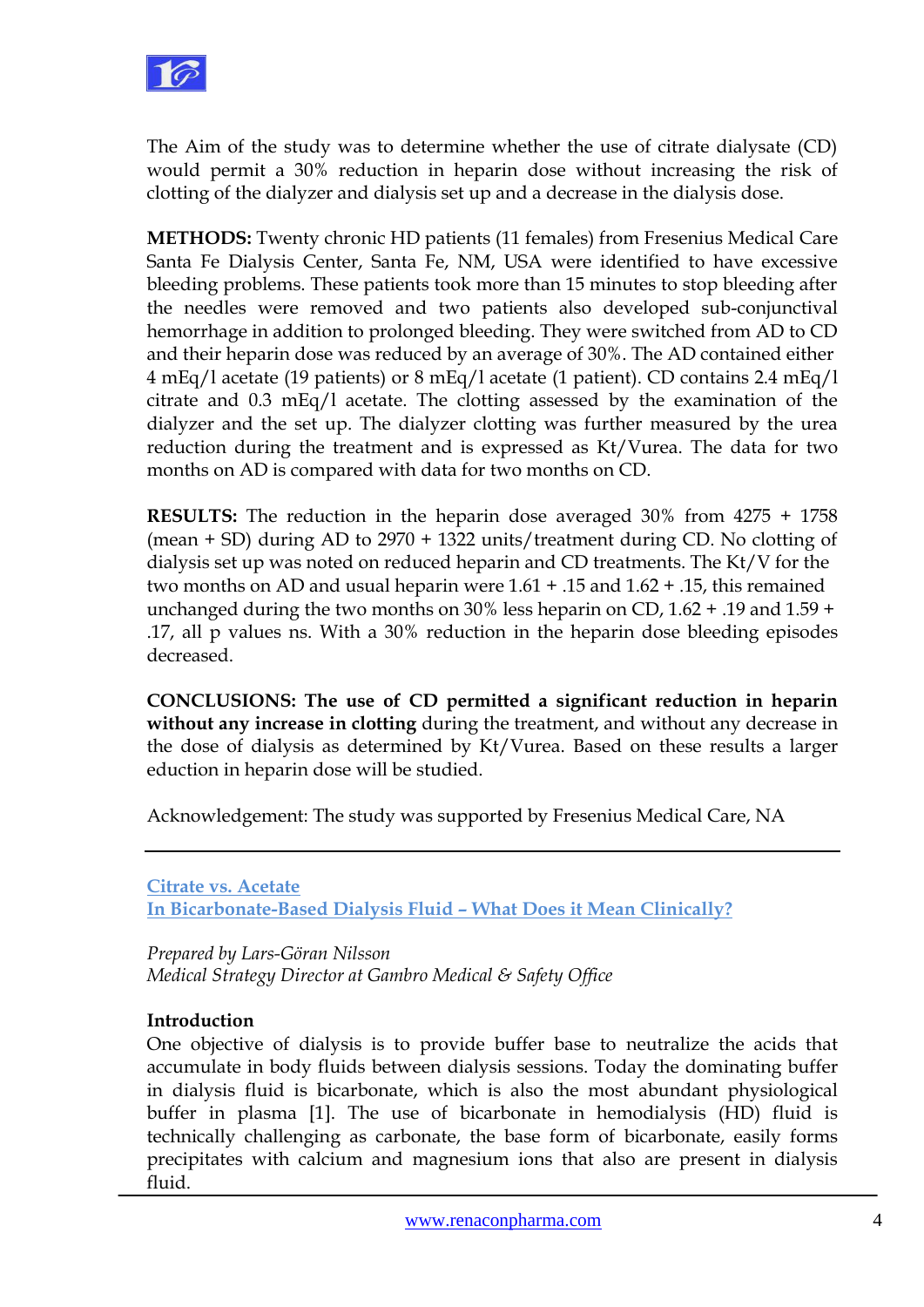The Aim of the study was to determine whether the use of citrate dialysate (CD) would permit a 30% reduction in heparin dose without increasing the risk of clotting of the dialyzer and dialysis set up and a decrease in the dialysis dose.

**METHODS:** Twenty chronic HD patients (11 females) from Fresenius Medical Care Santa Fe Dialysis Center, Santa Fe, NM, USA were identified to have excessive bleeding problems. These patients took more than 15 minutes to stop bleeding after the needles were removed and two patients also developed sub-conjunctival hemorrhage in addition to prolonged bleeding. They were switched from AD to CD and their heparin dose was reduced by an average of 30%. The AD contained either 4 mEq/l acetate (19 patients) or 8 mEq/l acetate (1 patient). CD contains 2.4 mEq/l citrate and 0.3 mEq/l acetate. The clotting assessed by the examination of the dialyzer and the set up. The dialyzer clotting was further measured by the urea reduction during the treatment and is expressed as Kt/Vurea. The data for two months on AD is compared with data for two months on CD.

**RESULTS:** The reduction in the heparin dose averaged 30% from 4275 + 1758 (mean + SD) during AD to 2970 + 1322 units/treatment during CD. No clotting of dialysis set up was noted on reduced heparin and CD treatments. The Kt/V for the two months on AD and usual heparin were 1.61 + .15 and 1.62 + .15, this remained unchanged during the two months on 30% less heparin on CD, 1.62 + .19 and 1.59 + .17, all p values ns. With a 30% reduction in the heparin dose bleeding episodes decreased.

**CONCLUSIONS: The use of CD permitted a significant reduction in heparin without any increase in clotting** during the treatment, and without any decrease in the dose of dialysis as determined by Kt/Vurea. Based on these results a larger eduction in heparin dose will be studied.

Acknowledgement: The study was supported by Fresenius Medical Care, NA

---

## Citrate vs. Acetate
## In Bicarbonate-Based Dialysis Fluid – What Does it Mean Clinically?

*Prepared by Lars-Göran Nilsson*
*Medical Strategy Director at Gambro Medical & Safety Office*

### Introduction

One objective of dialysis is to provide buffer base to neutralize the acids that accumulate in body fluids between dialysis sessions. Today the dominating buffer in dialysis fluid is bicarbonate, which is also the most abundant physiological buffer in plasma [1]. The use of bicarbonate in hemodialysis (HD) fluid is technically challenging as carbonate, the base form of bicarbonate, easily forms precipitates with calcium and magnesium ions that also are present in dialysis fluid.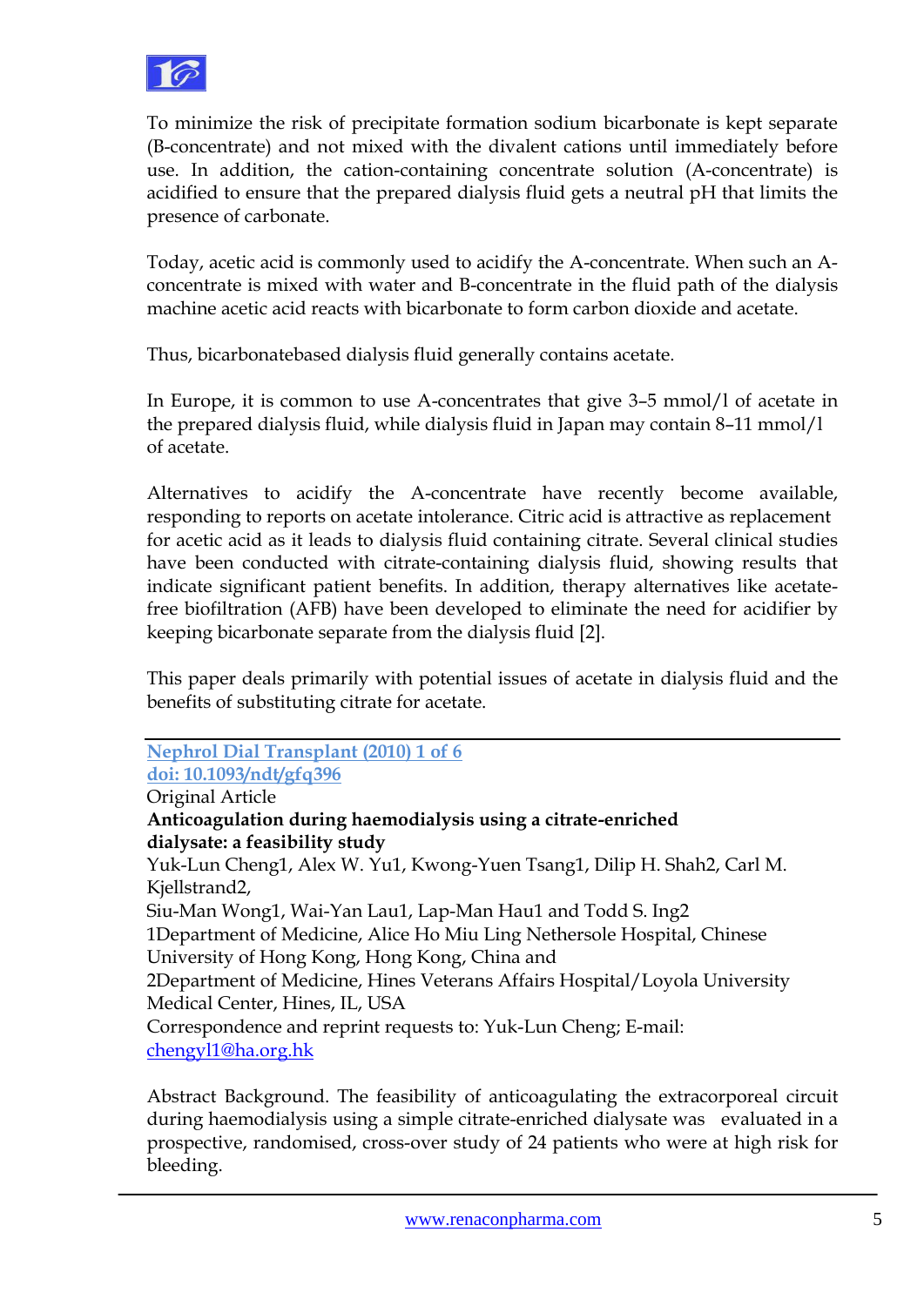To minimize the risk of precipitate formation sodium bicarbonate is kept separate (B-concentrate) and not mixed with the divalent cations until immediately before use. In addition, the cation-containing concentrate solution (A-concentrate) is acidified to ensure that the prepared dialysis fluid gets a neutral pH that limits the presence of carbonate.

Today, acetic acid is commonly used to acidify the A-concentrate. When such an A-concentrate is mixed with water and B-concentrate in the fluid path of the dialysis machine acetic acid reacts with bicarbonate to form carbon dioxide and acetate.

Thus, bicarbonatebased dialysis fluid generally contains acetate.

In Europe, it is common to use A-concentrates that give 3–5 mmol/l of acetate in the prepared dialysis fluid, while dialysis fluid in Japan may contain 8–11 mmol/l of acetate.

Alternatives to acidify the A-concentrate have recently become available, responding to reports on acetate intolerance. Citric acid is attractive as replacement for acetic acid as it leads to dialysis fluid containing citrate. Several clinical studies have been conducted with citrate-containing dialysis fluid, showing results that indicate significant patient benefits. In addition, therapy alternatives like acetate-free biofiltration (AFB) have been developed to eliminate the need for acidifier by keeping bicarbonate separate from the dialysis fluid [2].

This paper deals primarily with potential issues of acetate in dialysis fluid and the benefits of substituting citrate for acetate.

---

Nephrol Dial Transplant (2010) 1 of 6
doi: 10.1093/ndt/gfq396
Original Article
**Anticoagulation during haemodialysis using a citrate-enriched dialysate: a feasibility study**
Yuk-Lun Cheng1, Alex W. Yu1, Kwong-Yuen Tsang1, Dilip H. Shah2, Carl M. Kjellstrand2,
Siu-Man Wong1, Wai-Yan Lau1, Lap-Man Hau1 and Todd S. Ing2
1Department of Medicine, Alice Ho Miu Ling Nethersole Hospital, Chinese University of Hong Kong, Hong Kong, China and
2Department of Medicine, Hines Veterans Affairs Hospital/Loyola University Medical Center, Hines, IL, USA
Correspondence and reprint requests to: Yuk-Lun Cheng; E-mail: chengyl1@ha.org.hk

Abstract Background. The feasibility of anticoagulating the extracorporeal circuit during haemodialysis using a simple citrate-enriched dialysate was evaluated in a prospective, randomised, cross-over study of 24 patients who were at high risk for bleeding.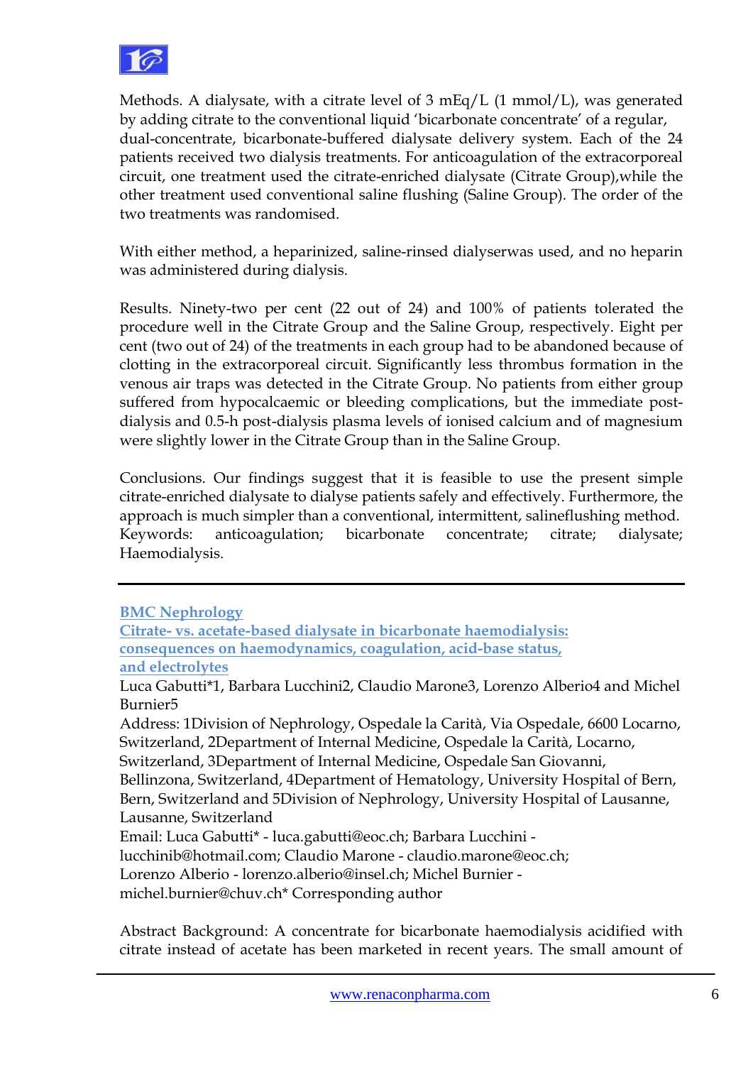Methods. A dialysate, with a citrate level of 3 mEq/L (1 mmol/L), was generated by adding citrate to the conventional liquid 'bicarbonate concentrate' of a regular, dual-concentrate, bicarbonate-buffered dialysate delivery system. Each of the 24 patients received two dialysis treatments. For anticoagulation of the extracorporeal circuit, one treatment used the citrate-enriched dialysate (Citrate Group),while the other treatment used conventional saline flushing (Saline Group). The order of the two treatments was randomised.

With either method, a heparinized, saline-rinsed dialyserwas used, and no heparin was administered during dialysis.

Results. Ninety-two per cent (22 out of 24) and 100% of patients tolerated the procedure well in the Citrate Group and the Saline Group, respectively. Eight per cent (two out of 24) of the treatments in each group had to be abandoned because of clotting in the extracorporeal circuit. Significantly less thrombus formation in the venous air traps was detected in the Citrate Group. No patients from either group suffered from hypocalcaemic or bleeding complications, but the immediate post-dialysis and 0.5-h post-dialysis plasma levels of ionised calcium and of magnesium were slightly lower in the Citrate Group than in the Saline Group.

Conclusions. Our findings suggest that it is feasible to use the present simple citrate-enriched dialysate to dialyse patients safely and effectively. Furthermore, the approach is much simpler than a conventional, intermittent, salineflushing method.
Keywords: anticoagulation; bicarbonate concentrate; citrate; dialysate; Haemodialysis.

---

**BMC Nephrology**
**Citrate- vs. acetate-based dialysate in bicarbonate haemodialysis: consequences on haemodynamics, coagulation, acid-base status, and electrolytes**

Luca Gabutti*1, Barbara Lucchini2, Claudio Marone3, Lorenzo Alberio4 and Michel Burnier5

Address: 1Division of Nephrology, Ospedale la Carità, Via Ospedale, 6600 Locarno, Switzerland, 2Department of Internal Medicine, Ospedale la Carità, Locarno, Switzerland, 3Department of Internal Medicine, Ospedale San Giovanni, Bellinzona, Switzerland, 4Department of Hematology, University Hospital of Bern, Bern, Switzerland and 5Division of Nephrology, University Hospital of Lausanne, Lausanne, Switzerland

Email: Luca Gabutti* - luca.gabutti@eoc.ch; Barbara Lucchini - lucchinib@hotmail.com; Claudio Marone - claudio.marone@eoc.ch; Lorenzo Alberio - lorenzo.alberio@insel.ch; Michel Burnier - michel.burnier@chuv.ch* Corresponding author

Abstract Background: A concentrate for bicarbonate haemodialysis acidified with citrate instead of acetate has been marketed in recent years. The small amount of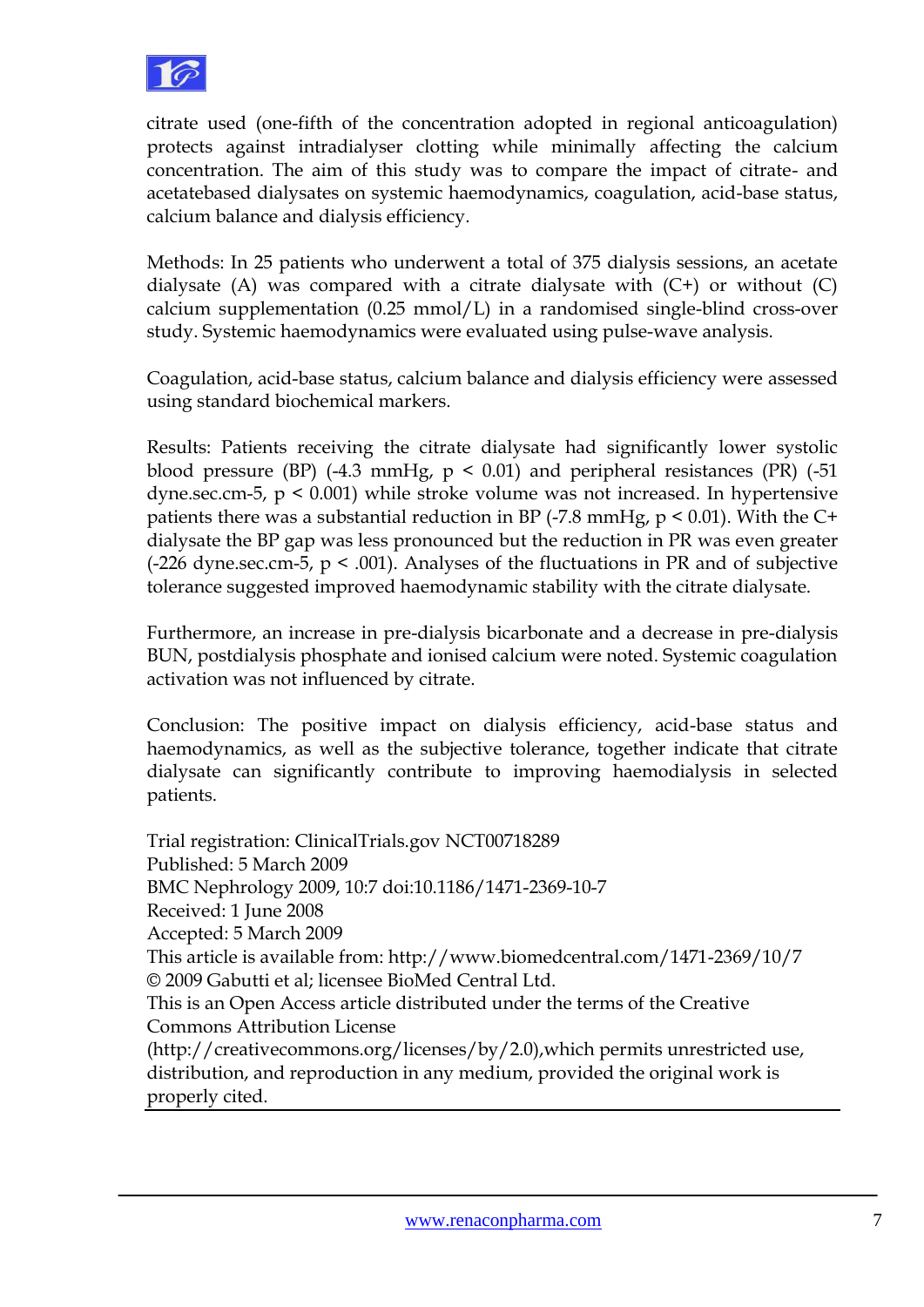citrate used (one-fifth of the concentration adopted in regional anticoagulation) protects against intradialyser clotting while minimally affecting the calcium concentration. The aim of this study was to compare the impact of citrate- and acetatebased dialysates on systemic haemodynamics, coagulation, acid-base status, calcium balance and dialysis efficiency.

Methods: In 25 patients who underwent a total of 375 dialysis sessions, an acetate dialysate (A) was compared with a citrate dialysate with (C+) or without (C) calcium supplementation (0.25 mmol/L) in a randomised single-blind cross-over study. Systemic haemodynamics were evaluated using pulse-wave analysis.

Coagulation, acid-base status, calcium balance and dialysis efficiency were assessed using standard biochemical markers.

Results: Patients receiving the citrate dialysate had significantly lower systolic blood pressure (BP) (-4.3 mmHg, $p < 0.01$) and peripheral resistances (PR) (-51 dyne.sec.cm-5, $p < 0.001$) while stroke volume was not increased. In hypertensive patients there was a substantial reduction in BP (-7.8 mmHg, $p < 0.01$). With the C+ dialysate the BP gap was less pronounced but the reduction in PR was even greater (-226 dyne.sec.cm-5, $p < .001$). Analyses of the fluctuations in PR and of subjective tolerance suggested improved haemodynamic stability with the citrate dialysate.

Furthermore, an increase in pre-dialysis bicarbonate and a decrease in pre-dialysis BUN, postdialysis phosphate and ionised calcium were noted. Systemic coagulation activation was not influenced by citrate.

Conclusion: The positive impact on dialysis efficiency, acid-base status and haemodynamics, as well as the subjective tolerance, together indicate that citrate dialysate can significantly contribute to improving haemodialysis in selected patients.

Trial registration: ClinicalTrials.gov NCT00718289
Published: 5 March 2009
BMC Nephrology 2009, 10:7 doi:10.1186/1471-2369-10-7
Received: 1 June 2008
Accepted: 5 March 2009
This article is available from: http://www.biomedcentral.com/1471-2369/10/7
© 2009 Gabutti et al; licensee BioMed Central Ltd.
This is an Open Access article distributed under the terms of the Creative Commons Attribution License (http://creativecommons.org/licenses/by/2.0),which permits unrestricted use, distribution, and reproduction in any medium, provided the original work is properly cited.

www.renaconpharma.com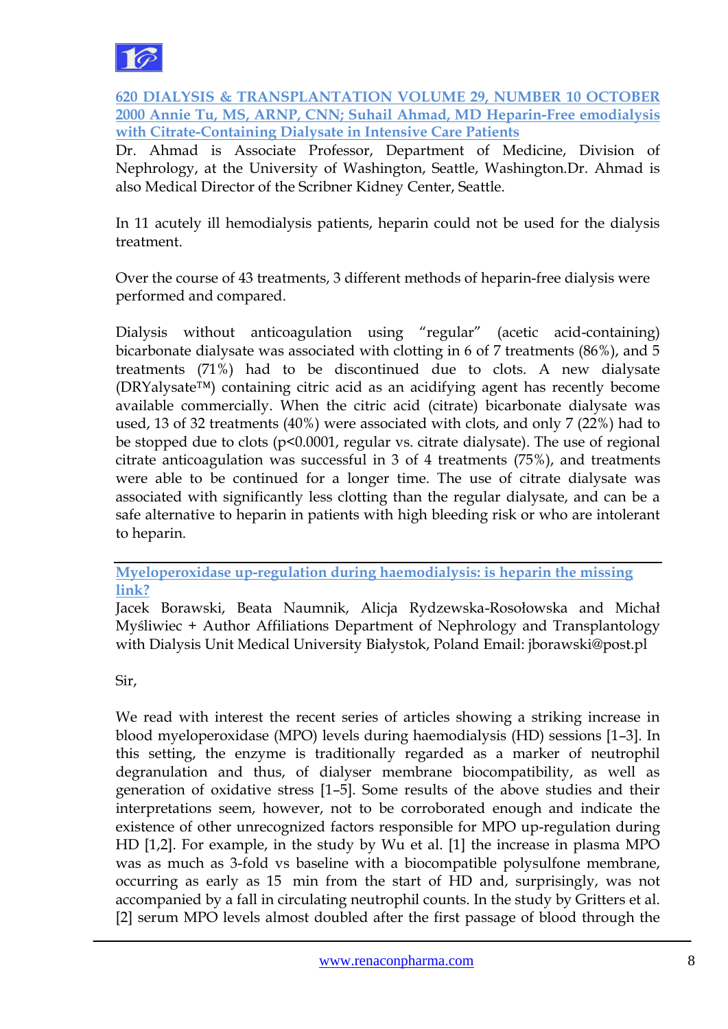[620 DIALYSIS & TRANSPLANTATION VOLUME 29, NUMBER 10 OCTOBER 2000 Annie Tu, MS, ARNP, CNN; Suhail Ahmad, MD Heparin-Free emodialysis with Citrate-Containing Dialysate in Intensive Care Patients]()

Dr. Ahmad is Associate Professor, Department of Medicine, Division of Nephrology, at the University of Washington, Seattle, Washington.Dr. Ahmad is also Medical Director of the Scribner Kidney Center, Seattle.

In 11 acutely ill hemodialysis patients, heparin could not be used for the dialysis treatment.

Over the course of 43 treatments, 3 different methods of heparin-free dialysis were performed and compared.

Dialysis without anticoagulation using "regular" (acetic acid-containing) bicarbonate dialysate was associated with clotting in 6 of 7 treatments (86%), and 5 treatments (71%) had to be discontinued due to clots. A new dialysate (DRYalysate™) containing citric acid as an acidifying agent has recently become available commercially. When the citric acid (citrate) bicarbonate dialysate was used, 13 of 32 treatments (40%) were associated with clots, and only 7 (22%) had to be stopped due to clots ($p<0.0001$, regular vs. citrate dialysate). The use of regional citrate anticoagulation was successful in 3 of 4 treatments (75%), and treatments were able to be continued for a longer time. The use of citrate dialysate was associated with significantly less clotting than the regular dialysate, and can be a safe alternative to heparin in patients with high bleeding risk or who are intolerant to heparin.

---

[Myeloperoxidase up-regulation during haemodialysis: is heparin the missing link?]()

Jacek Borawski, Beata Naumnik, Alicja Rydzewska-Rosołowska and Michał Myśliwiec + Author Affiliations Department of Nephrology and Transplantology with Dialysis Unit Medical University Białystok, Poland Email: jborawski@post.pl

Sir,

We read with interest the recent series of articles showing a striking increase in blood myeloperoxidase (MPO) levels during haemodialysis (HD) sessions [1–3]. In this setting, the enzyme is traditionally regarded as a marker of neutrophil degranulation and thus, of dialyser membrane biocompatibility, as well as generation of oxidative stress [1–5]. Some results of the above studies and their interpretations seem, however, not to be corroborated enough and indicate the existence of other unrecognized factors responsible for MPO up-regulation during HD [1,2]. For example, in the study by Wu et al. [1] the increase in plasma MPO was as much as 3-fold vs baseline with a biocompatible polysulfone membrane, occurring as early as 15 min from the start of HD and, surprisingly, was not accompanied by a fall in circulating neutrophil counts. In the study by Gritters et al. [2] serum MPO levels almost doubled after the first passage of blood through the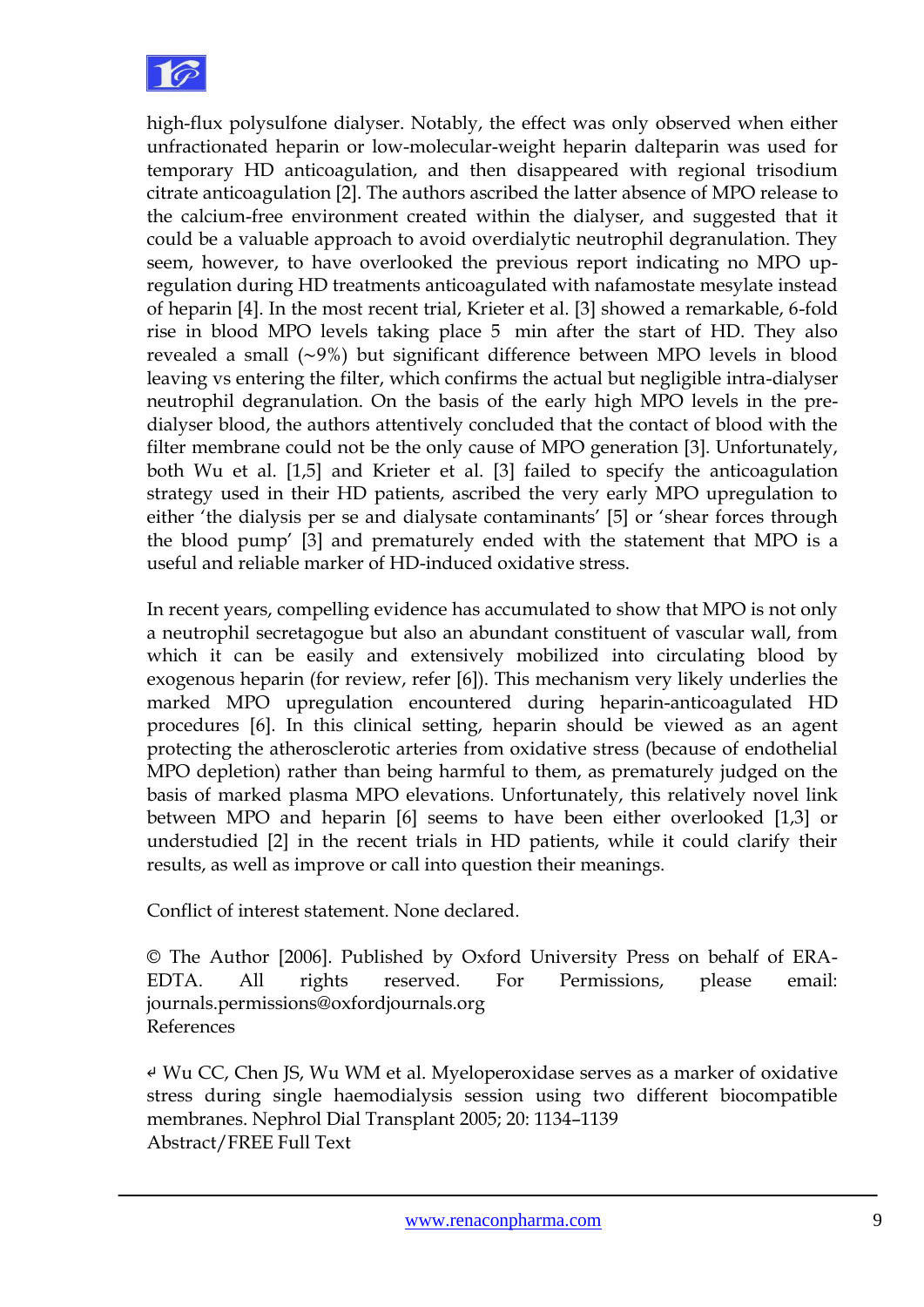high-flux polysulfone dialyser. Notably, the effect was only observed when either unfractionated heparin or low-molecular-weight heparin dalteparin was used for temporary HD anticoagulation, and then disappeared with regional trisodium citrate anticoagulation [2]. The authors ascribed the latter absence of MPO release to the calcium-free environment created within the dialyser, and suggested that it could be a valuable approach to avoid overdialytic neutrophil degranulation. They seem, however, to have overlooked the previous report indicating no MPO up-regulation during HD treatments anticoagulated with nafamostate mesylate instead of heparin [4]. In the most recent trial, Krieter et al. [3] showed a remarkable, 6-fold rise in blood MPO levels taking place 5 min after the start of HD. They also revealed a small (~9%) but significant difference between MPO levels in blood leaving vs entering the filter, which confirms the actual but negligible intra-dialyser neutrophil degranulation. On the basis of the early high MPO levels in the pre-dialyser blood, the authors attentively concluded that the contact of blood with the filter membrane could not be the only cause of MPO generation [3]. Unfortunately, both Wu et al. [1,5] and Krieter et al. [3] failed to specify the anticoagulation strategy used in their HD patients, ascribed the very early MPO upregulation to either 'the dialysis per se and dialysate contaminants' [5] or 'shear forces through the blood pump' [3] and prematurely ended with the statement that MPO is a useful and reliable marker of HD-induced oxidative stress.

In recent years, compelling evidence has accumulated to show that MPO is not only a neutrophil secretagogue but also an abundant constituent of vascular wall, from which it can be easily and extensively mobilized into circulating blood by exogenous heparin (for review, refer [6]). This mechanism very likely underlies the marked MPO upregulation encountered during heparin-anticoagulated HD procedures [6]. In this clinical setting, heparin should be viewed as an agent protecting the atherosclerotic arteries from oxidative stress (because of endothelial MPO depletion) rather than being harmful to them, as prematurely judged on the basis of marked plasma MPO elevations. Unfortunately, this relatively novel link between MPO and heparin [6] seems to have been either overlooked [1,3] or understudied [2] in the recent trials in HD patients, while it could clarify their results, as well as improve or call into question their meanings.

Conflict of interest statement. None declared.

© The Author [2006]. Published by Oxford University Press on behalf of ERA-EDTA. All rights reserved. For Permissions, please email: journals.permissions@oxfordjournals.org

References

↵ Wu CC, Chen JS, Wu WM et al. Myeloperoxidase serves as a marker of oxidative stress during single haemodialysis session using two different biocompatible membranes. Nephrol Dial Transplant 2005; 20: 1134–1139
Abstract/FREE Full Text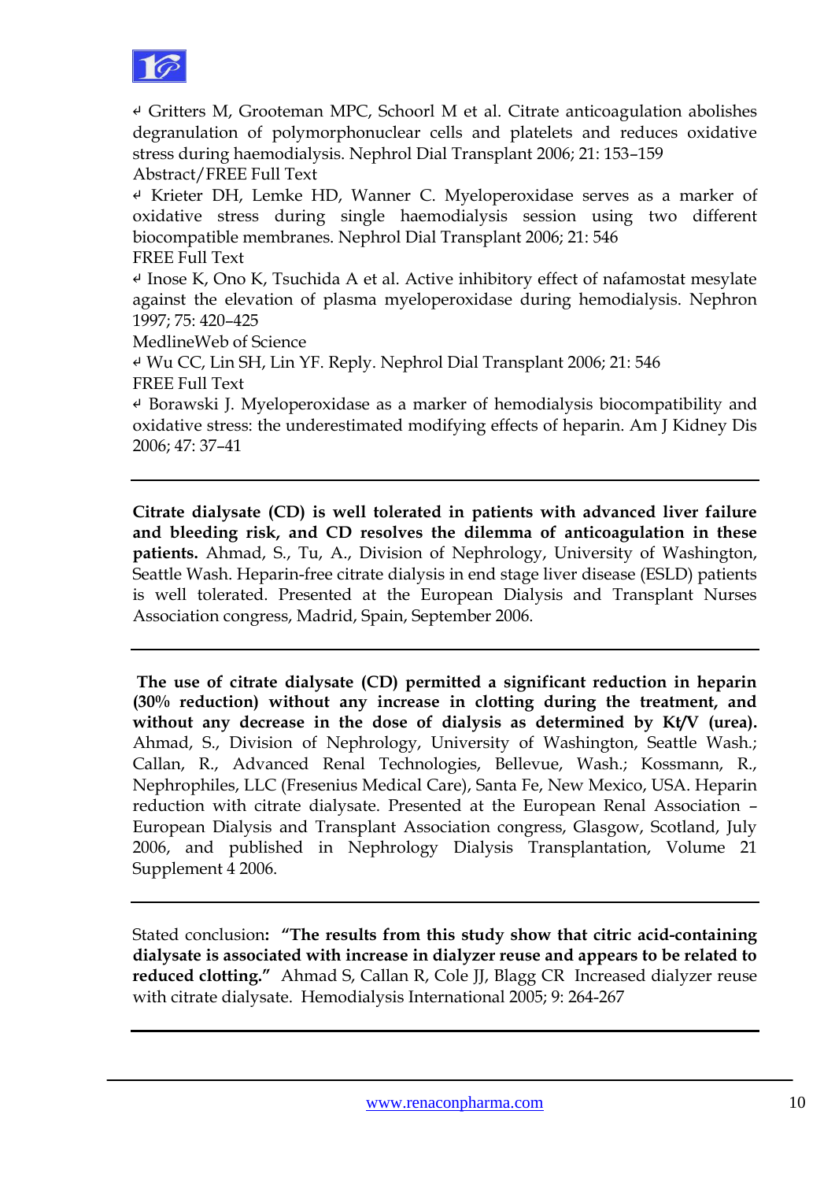↵ Gritters M, Grooteman MPC, Schoorl M et al. Citrate anticoagulation abolishes degranulation of polymorphonuclear cells and platelets and reduces oxidative stress during haemodialysis. Nephrol Dial Transplant 2006; 21: 153–159
Abstract/FREE Full Text

↵ Krieter DH, Lemke HD, Wanner C. Myeloperoxidase serves as a marker of oxidative stress during single haemodialysis session using two different biocompatible membranes. Nephrol Dial Transplant 2006; 21: 546
FREE Full Text

↵ Inose K, Ono K, Tsuchida A et al. Active inhibitory effect of nafamostat mesylate against the elevation of plasma myeloperoxidase during hemodialysis. Nephron 1997; 75: 420–425
MedlineWeb of Science

↵ Wu CC, Lin SH, Lin YF. Reply. Nephrol Dial Transplant 2006; 21: 546
FREE Full Text

↵ Borawski J. Myeloperoxidase as a marker of hemodialysis biocompatibility and oxidative stress: the underestimated modifying effects of heparin. Am J Kidney Dis 2006; 47: 37–41

---

**Citrate dialysate (CD) is well tolerated in patients with advanced liver failure and bleeding risk, and CD resolves the dilemma of anticoagulation in these patients.** Ahmad, S., Tu, A., Division of Nephrology, University of Washington, Seattle Wash. Heparin-free citrate dialysis in end stage liver disease (ESLD) patients is well tolerated. Presented at the European Dialysis and Transplant Nurses Association congress, Madrid, Spain, September 2006.

---

**The use of citrate dialysate (CD) permitted a significant reduction in heparin (30% reduction) without any increase in clotting during the treatment, and without any decrease in the dose of dialysis as determined by Kt/V (urea).** Ahmad, S., Division of Nephrology, University of Washington, Seattle Wash.; Callan, R., Advanced Renal Technologies, Bellevue, Wash.; Kossmann, R., Nephrophiles, LLC (Fresenius Medical Care), Santa Fe, New Mexico, USA. Heparin reduction with citrate dialysate. Presented at the European Renal Association – European Dialysis and Transplant Association congress, Glasgow, Scotland, July 2006, and published in Nephrology Dialysis Transplantation, Volume 21 Supplement 4 2006.

---

Stated conclusion**: "The results from this study show that citric acid-containing dialysate is associated with increase in dialyzer reuse and appears to be related to reduced clotting."** Ahmad S, Callan R, Cole JJ, Blagg CR Increased dialyzer reuse with citrate dialysate. Hemodialysis International 2005; 9: 264-267

---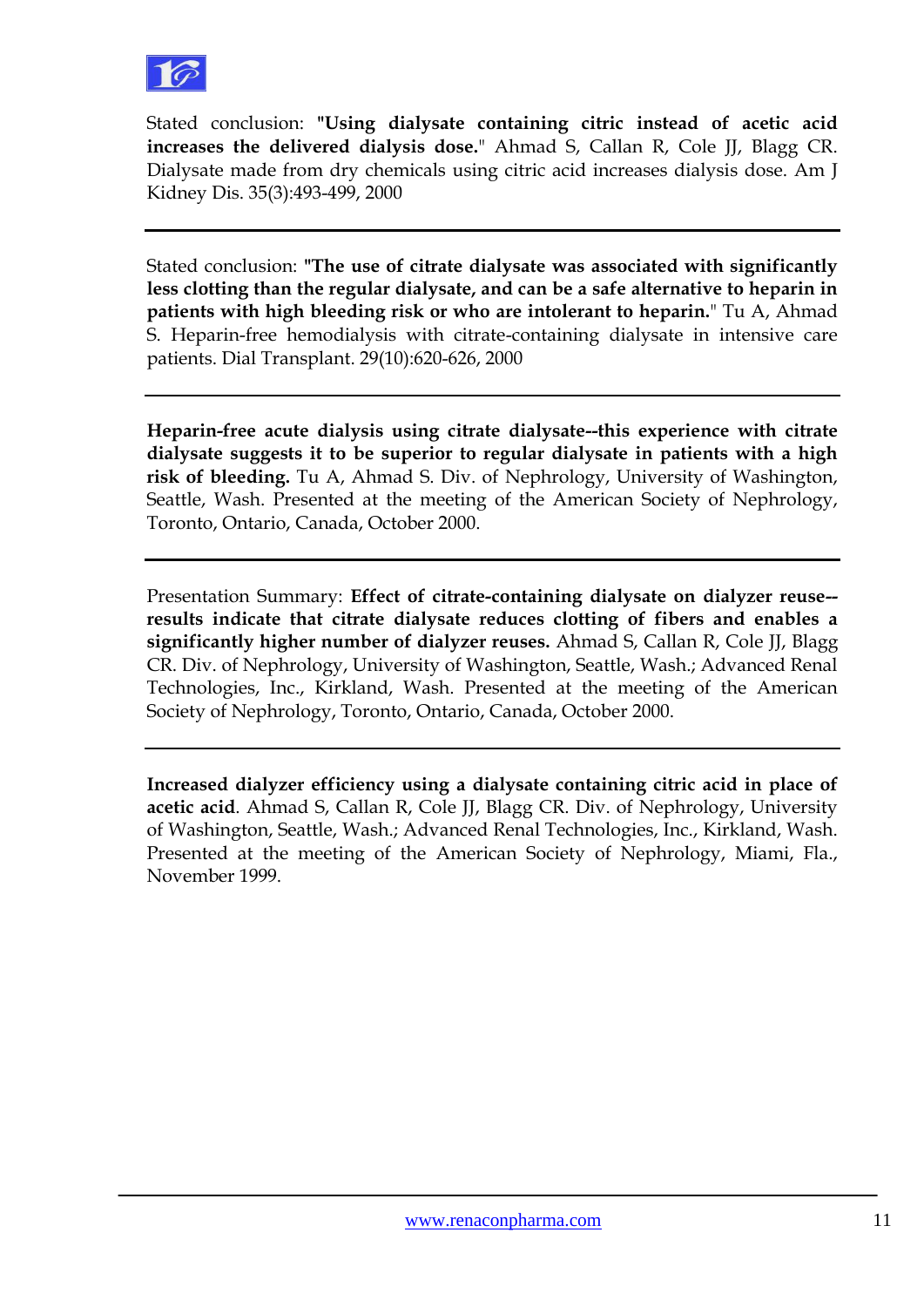Stated conclusion: **"Using dialysate containing citric instead of acetic acid increases the delivered dialysis dose."** Ahmad S, Callan R, Cole JJ, Blagg CR. Dialysate made from dry chemicals using citric acid increases dialysis dose. Am J Kidney Dis. 35(3):493-499, 2000

---

Stated conclusion: **"The use of citrate dialysate was associated with significantly less clotting than the regular dialysate, and can be a safe alternative to heparin in patients with high bleeding risk or who are intolerant to heparin."** Tu A, Ahmad S. Heparin-free hemodialysis with citrate-containing dialysate in intensive care patients. Dial Transplant. 29(10):620-626, 2000

---

**Heparin-free acute dialysis using citrate dialysate--this experience with citrate dialysate suggests it to be superior to regular dialysate in patients with a high risk of bleeding.** Tu A, Ahmad S. Div. of Nephrology, University of Washington, Seattle, Wash. Presented at the meeting of the American Society of Nephrology, Toronto, Ontario, Canada, October 2000.

---

Presentation Summary: **Effect of citrate-containing dialysate on dialyzer reuse--results indicate that citrate dialysate reduces clotting of fibers and enables a significantly higher number of dialyzer reuses.** Ahmad S, Callan R, Cole JJ, Blagg CR. Div. of Nephrology, University of Washington, Seattle, Wash.; Advanced Renal Technologies, Inc., Kirkland, Wash. Presented at the meeting of the American Society of Nephrology, Toronto, Ontario, Canada, October 2000.

---

**Increased dialyzer efficiency using a dialysate containing citric acid in place of acetic acid**. Ahmad S, Callan R, Cole JJ, Blagg CR. Div. of Nephrology, University of Washington, Seattle, Wash.; Advanced Renal Technologies, Inc., Kirkland, Wash. Presented at the meeting of the American Society of Nephrology, Miami, Fla., November 1999.